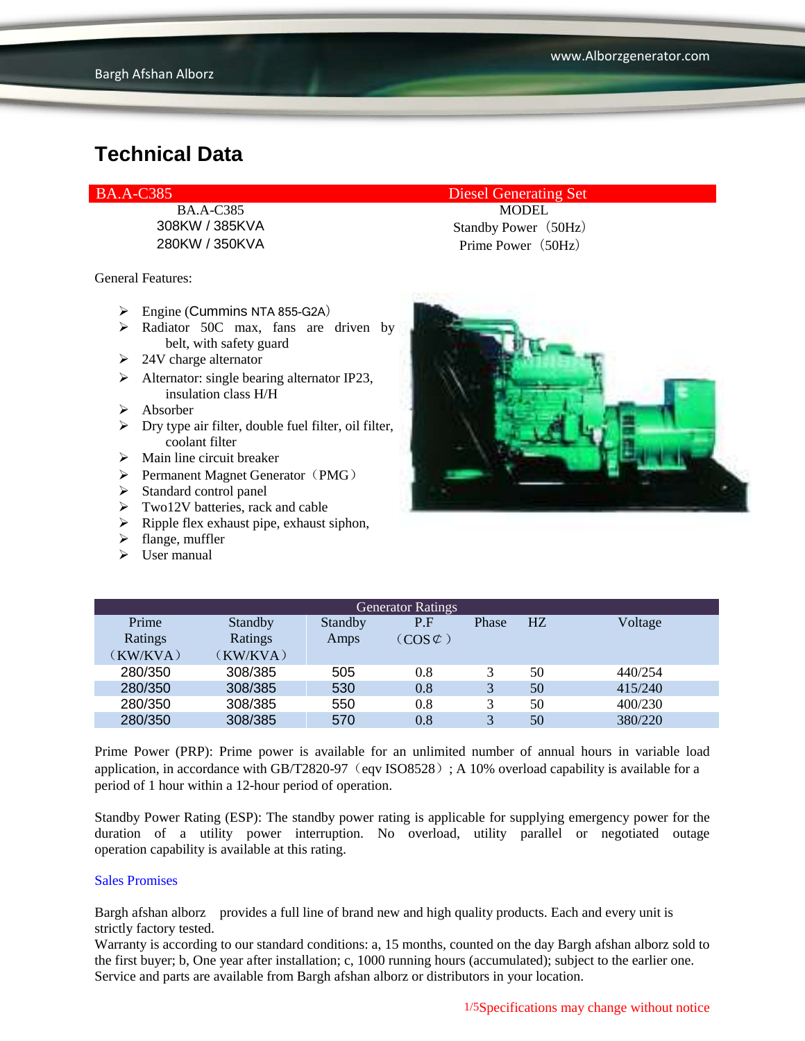# Technical Data

| BA.A-C385 | Diesel Generating Set |
|---|---|
| BA.A-C385 | MODEL |
| 308KW / 385KVA | Standby Power（50Hz） |
| 280KW / 350KVA | Prime Power（50Hz） |

General Features:

- Engine (Cummins NTA 855-G2A）
- Radiator 50C max, fans are driven by belt, with safety guard
- 24V charge alternator
- Alternator: single bearing alternator IP23, insulation class H/H
- Absorber
- Dry type air filter, double fuel filter, oil filter, coolant filter
- Main line circuit breaker
- Permanent Magnet Generator（PMG）
- Standard control panel
- Two12V batteries, rack and cable
- Ripple flex exhaust pipe, exhaust siphon,
- flange, muffler
- User manual

| Generator Ratings | | | | | | |
|---|---|---|---|---|---|---|
| Prime Ratings（KW/KVA） | Standby Ratings（KW/KVA） | Standby Amps | P.F（COS⊄） | Phase | HZ | Voltage |
| 280/350 | 308/385 | 505 | 0.8 | 3 | 50 | 440/254 |
| 280/350 | 308/385 | 530 | 0.8 | 3 | 50 | 415/240 |
| 280/350 | 308/385 | 550 | 0.8 | 3 | 50 | 400/230 |
| 280/350 | 308/385 | 570 | 0.8 | 3 | 50 | 380/220 |

Prime Power (PRP): Prime power is available for an unlimited number of annual hours in variable load application, in accordance with GB/T2820-97（eqv ISO8528）; A 10% overload capability is available for a period of 1 hour within a 12-hour period of operation.

Standby Power Rating (ESP): The standby power rating is applicable for supplying emergency power for the duration of a utility power interruption. No overload, utility parallel or negotiated outage operation capability is available at this rating.

Sales Promises

Bargh afshan alborz provides a full line of brand new and high quality products. Each and every unit is strictly factory tested.
Warranty is according to our standard conditions: a, 15 months, counted on the day Bargh afshan alborz sold to the first buyer; b, One year after installation; c, 1000 running hours (accumulated); subject to the earlier one. Service and parts are available from Bargh afshan alborz or distributors in your location.

Specifications may change without notice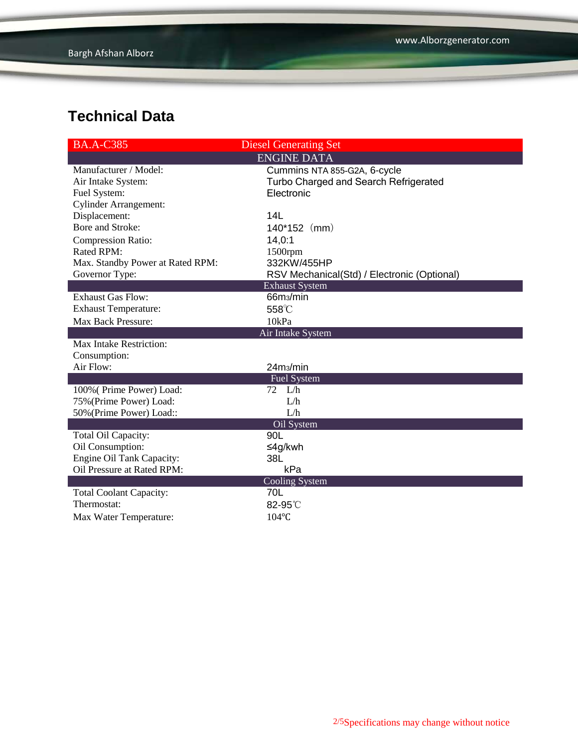## Technical Data

| BA.A-C385 | Diesel Generating Set |
|---|---|
| ENGINE DATA | |
| Manufacturer / Model: | Cummins NTA 855-G2A, 6-cycle |
| Air Intake System: | Turbo Charged and Search Refrigerated |
| Fuel System: | Electronic |
| Cylinder Arrangement: | |
| Displacement: | 14L |
| Bore and Stroke: | 140*152（mm） |
| Compression Ratio: | 14,0:1 |
| Rated RPM: | 1500rpm |
| Max. Standby Power at Rated RPM: | 332KW/455HP |
| Governor Type: | RSV Mechanical(Std) / Electronic (Optional) |
| Exhaust System | |
| Exhaust Gas Flow: | 66m3/min |
| Exhaust Temperature: | 558℃ |
| Max Back Pressure: | 10kPa |
| Air Intake System | |
| Max Intake Restriction: | |
| Consumption: | |
| Air Flow: | 24m3/min |
| Fuel System | |
| 100%( Prime Power) Load: | 72 L/h |
| 75%(Prime Power) Load: | L/h |
| 50%(Prime Power) Load:: | L/h |
| Oil System | |
| Total Oil Capacity: | 90L |
| Oil Consumption: | ≤4g/kwh |
| Engine Oil Tank Capacity: | 38L |
| Oil Pressure at Rated RPM: | kPa |
| Cooling System | |
| Total Coolant Capacity: | 70L |
| Thermostat: | 82-95℃ |
| Max Water Temperature: | 104℃ |

Specifications may change without notice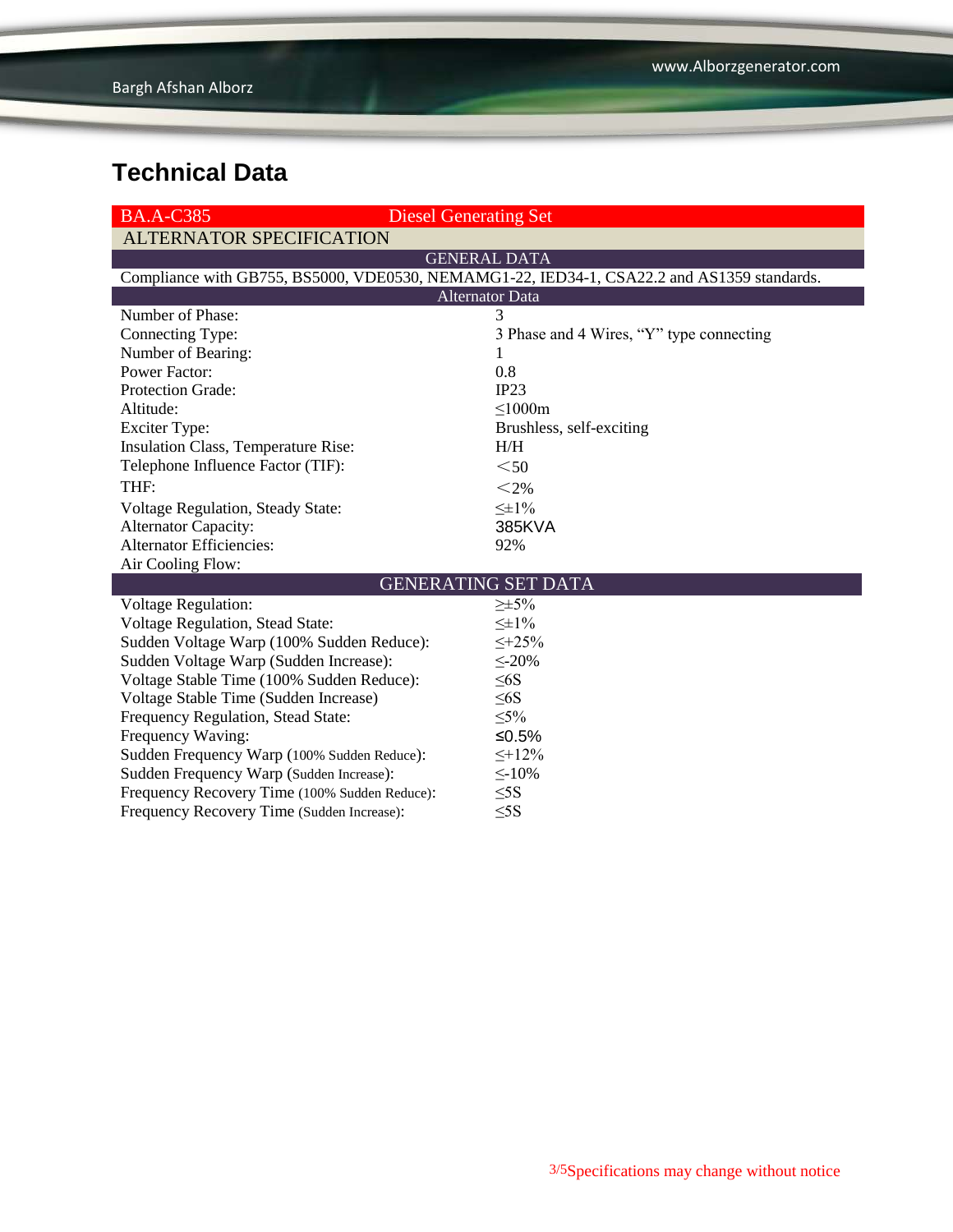# Technical Data

| BA.A-C385 | Diesel Generating Set |
|---|---|
| **ALTERNATOR SPECIFICATION** | |
| **GENERAL DATA** | |
| Compliance with GB755, BS5000, VDE0530, NEMAMG1-22, IED34-1, CSA22.2 and AS1359 standards. | |
| **Alternator Data** | |
| Number of Phase: | 3 |
| Connecting Type: | 3 Phase and 4 Wires, “Y” type connecting |
| Number of Bearing: | 1 |
| Power Factor: | 0.8 |
| Protection Grade: | IP23 |
| Altitude: | ≤1000m |
| Exciter Type: | Brushless, self-exciting |
| Insulation Class, Temperature Rise: | H/H |
| Telephone Influence Factor (TIF): | ＜50 |
| THF: | ＜2% |
| Voltage Regulation, Steady State: | ≤±1% |
| Alternator Capacity: | 385KVA |
| Alternator Efficiencies: | 92% |
| Air Cooling Flow: | |
| **GENERATING SET DATA** | |
| Voltage Regulation: | ≥±5% |
| Voltage Regulation, Stead State: | ≤±1% |
| Sudden Voltage Warp (100% Sudden Reduce): | ≤+25% |
| Sudden Voltage Warp (Sudden Increase): | ≤-20% |
| Voltage Stable Time (100% Sudden Reduce): | ≤6S |
| Voltage Stable Time (Sudden Increase) | ≤6S |
| Frequency Regulation, Stead State: | ≤5% |
| Frequency Waving: | ≤0.5% |
| Sudden Frequency Warp (100% Sudden Reduce): | ≤+12% |
| Sudden Frequency Warp (Sudden Increase): | ≤-10% |
| Frequency Recovery Time (100% Sudden Reduce): | ≤5S |
| Frequency Recovery Time (Sudden Increase): | ≤5S |

Specifications may change without notice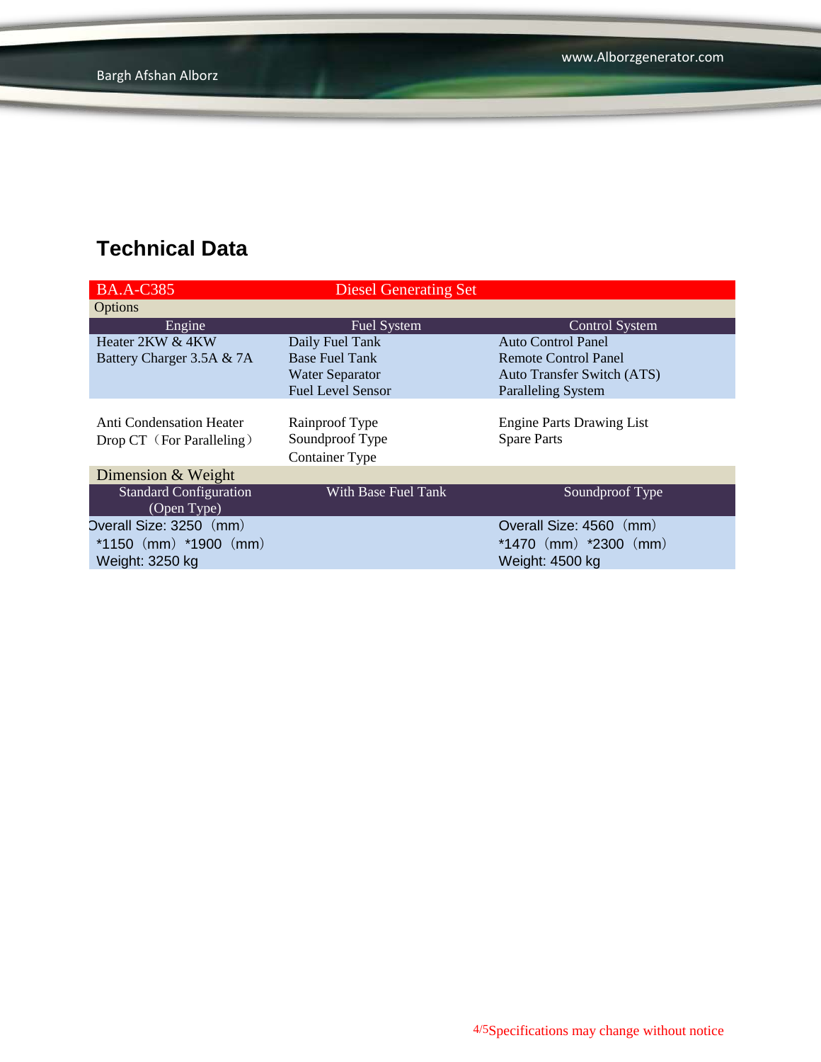## Technical Data

| BA.A-C385 | Diesel Generating Set | |
|---|---|---|
| Options | | |
| Engine | Fuel System | Control System |
| Heater 2KW & 4KW<br>Battery Charger 3.5A & 7A | Daily Fuel Tank<br>Base Fuel Tank<br>Water Separator<br>Fuel Level Sensor | Auto Control Panel<br>Remote Control Panel<br>Auto Transfer Switch (ATS)<br>Paralleling System |
| Anti Condensation Heater<br>Drop CT（For Paralleling） | Rainproof Type<br>Soundproof Type<br>Container Type | Engine Parts Drawing List<br>Spare Parts |
| Dimension & Weight | | |
| Standard Configuration (Open Type) | With Base Fuel Tank | Soundproof Type |
| Overall Size: 3250（mm）*1150（mm）*1900（mm）<br>Weight: 3250 kg | | Overall Size: 4560（mm）*1470（mm）*2300（mm）<br>Weight: 4500 kg |

Specifications may change without notice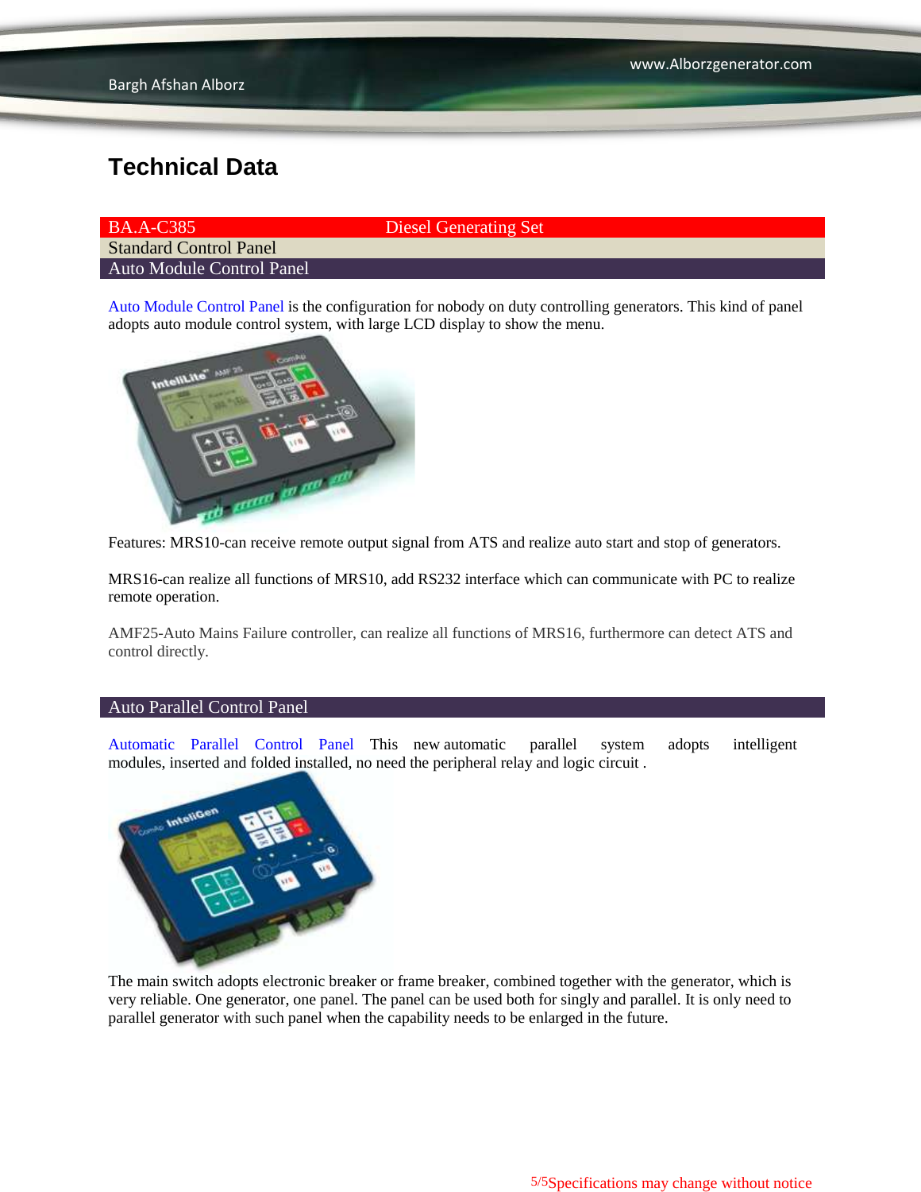# Technical Data

| BA.A-C385 | Diesel Generating Set |
|---|---|
| Standard Control Panel | |
| Auto Module Control Panel | |

Auto Module Control Panel is the configuration for nobody on duty controlling generators. This kind of panel adopts auto module control system, with large LCD display to show the menu.

Features: MRS10-can receive remote output signal from ATS and realize auto start and stop of generators.

MRS16-can realize all functions of MRS10, add RS232 interface which can communicate with PC to realize remote operation.

AMF25-Auto Mains Failure controller, can realize all functions of MRS16, furthermore can detect ATS and control directly.

## Auto Parallel Control Panel

Automatic Parallel Control Panel This new automatic parallel system adopts intelligent modules, inserted and folded installed, no need the peripheral relay and logic circuit .

The main switch adopts electronic breaker or frame breaker, combined together with the generator, which is very reliable. One generator, one panel. The panel can be used both for singly and parallel. It is only need to parallel generator with such panel when the capability needs to be enlarged in the future.